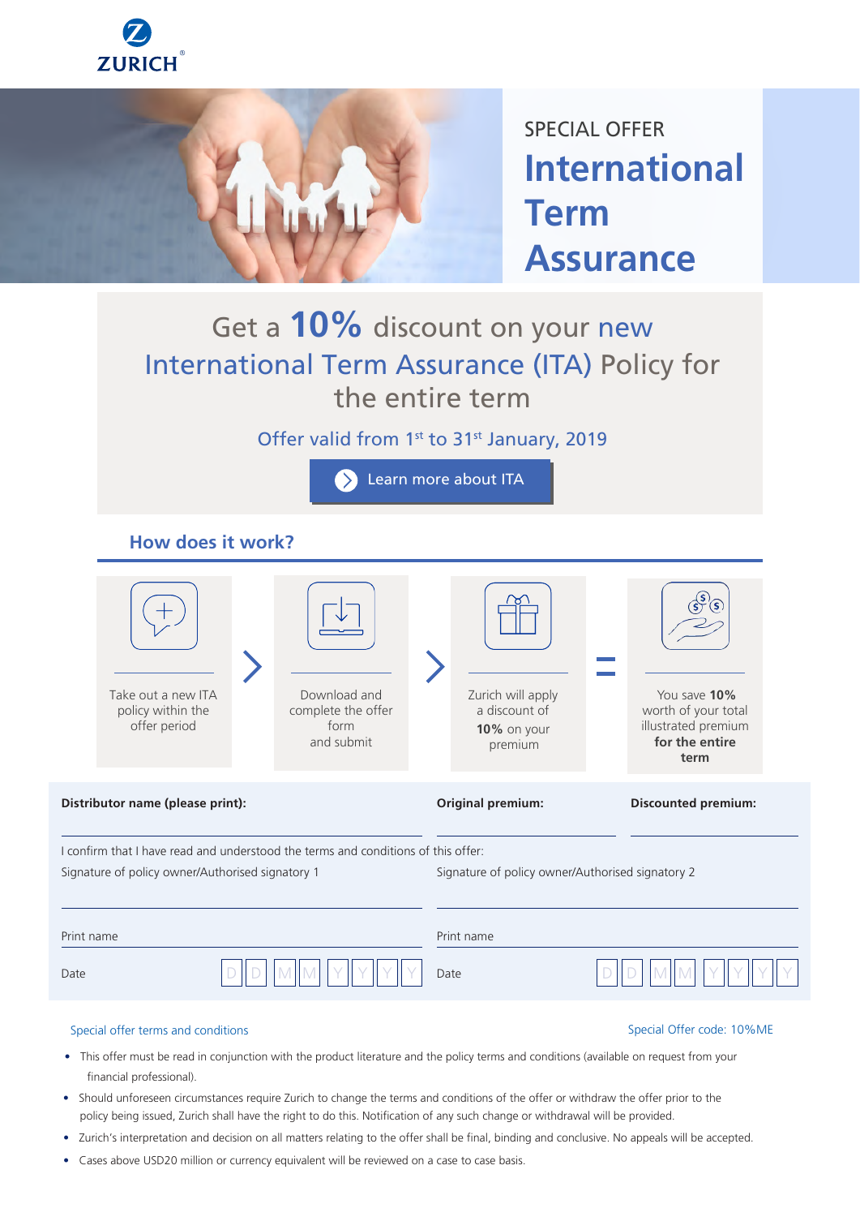ZURICH

SPECIAL OFFER

# International Term Assurance

## Get a 10% discount on your new International Term Assurance (ITA) Policy for the entire term

Offer valid from 1st to 31st January, 2019

Learn more about ITA

### How does it work?

1. Take out a new ITA policy within the offer period
2. Download and complete the offer form and submit
3. Zurich will apply a discount of **10%** on your premium
4. = You save **10%** worth of your total illustrated premium **for the entire term**

| Distributor name (please print): | Original premium: | Discounted premium: |
|---|---|---|
| | | |

I confirm that I have read and understood the terms and conditions of this offer:

| Signature of policy owner/Authorised signatory 1 | Signature of policy owner/Authorised signatory 2 |
|---|---|
| | |
| Print name | Print name |
| Date D D M M Y Y Y Y | Date D D M M Y Y Y Y |

Special offer terms and conditions

Special Offer code: 10%ME

- This offer must be read in conjunction with the product literature and the policy terms and conditions (available on request from your financial professional).
- Should unforeseen circumstances require Zurich to change the terms and conditions of the offer or withdraw the offer prior to the policy being issued, Zurich shall have the right to do this. Notification of any such change or withdrawal will be provided.
- Zurich's interpretation and decision on all matters relating to the offer shall be final, binding and conclusive. No appeals will be accepted.
- Cases above USD20 million or currency equivalent will be reviewed on a case to case basis.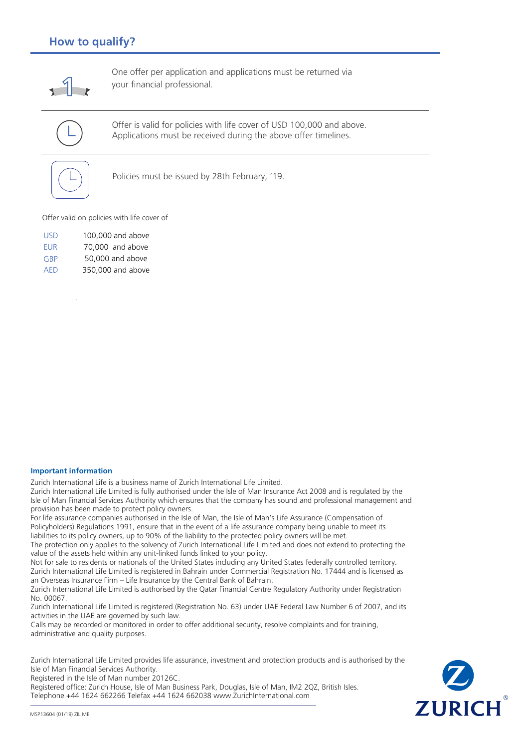## How to qualify?

One offer per application and applications must be returned via your financial professional.

Offer is valid for policies with life cover of USD 100,000 and above. Applications must be received during the above offer timelines.

Policies must be issued by 28th February, '19.

Offer valid on policies with life cover of

| | |
|---|---|
| USD | 100,000 and above |
| EUR | 70,000 and above |
| GBP | 50,000 and above |
| AED | 350,000 and above |

**Important information**

Zurich International Life is a business name of Zurich International Life Limited.
Zurich International Life Limited is fully authorised under the Isle of Man Insurance Act 2008 and is regulated by the Isle of Man Financial Services Authority which ensures that the company has sound and professional management and provision has been made to protect policy owners.
For life assurance companies authorised in the Isle of Man, the Isle of Man's Life Assurance (Compensation of Policyholders) Regulations 1991, ensure that in the event of a life assurance company being unable to meet its liabilities to its policy owners, up to 90% of the liability to the protected policy owners will be met.
The protection only applies to the solvency of Zurich International Life Limited and does not extend to protecting the value of the assets held within any unit-linked funds linked to your policy.
Not for sale to residents or nationals of the United States including any United States federally controlled territory.
Zurich International Life Limited is registered in Bahrain under Commercial Registration No. 17444 and is licensed as an Overseas Insurance Firm – Life Insurance by the Central Bank of Bahrain.
Zurich International Life Limited is authorised by the Qatar Financial Centre Regulatory Authority under Registration No. 00067.
Zurich International Life Limited is registered (Registration No. 63) under UAE Federal Law Number 6 of 2007, and its activities in the UAE are governed by such law.
Calls may be recorded or monitored in order to offer additional security, resolve complaints and for training, administrative and quality purposes.

Zurich International Life Limited provides life assurance, investment and protection products and is authorised by the Isle of Man Financial Services Authority.
Registered in the Isle of Man number 20126C.
Registered office: Zurich House, Isle of Man Business Park, Douglas, Isle of Man, IM2 2QZ, British Isles.
Telephone +44 1624 662266 Telefax +44 1624 662038 www.ZurichInternational.com

MSP13604 (01/19) ZIL ME

ZURICH®